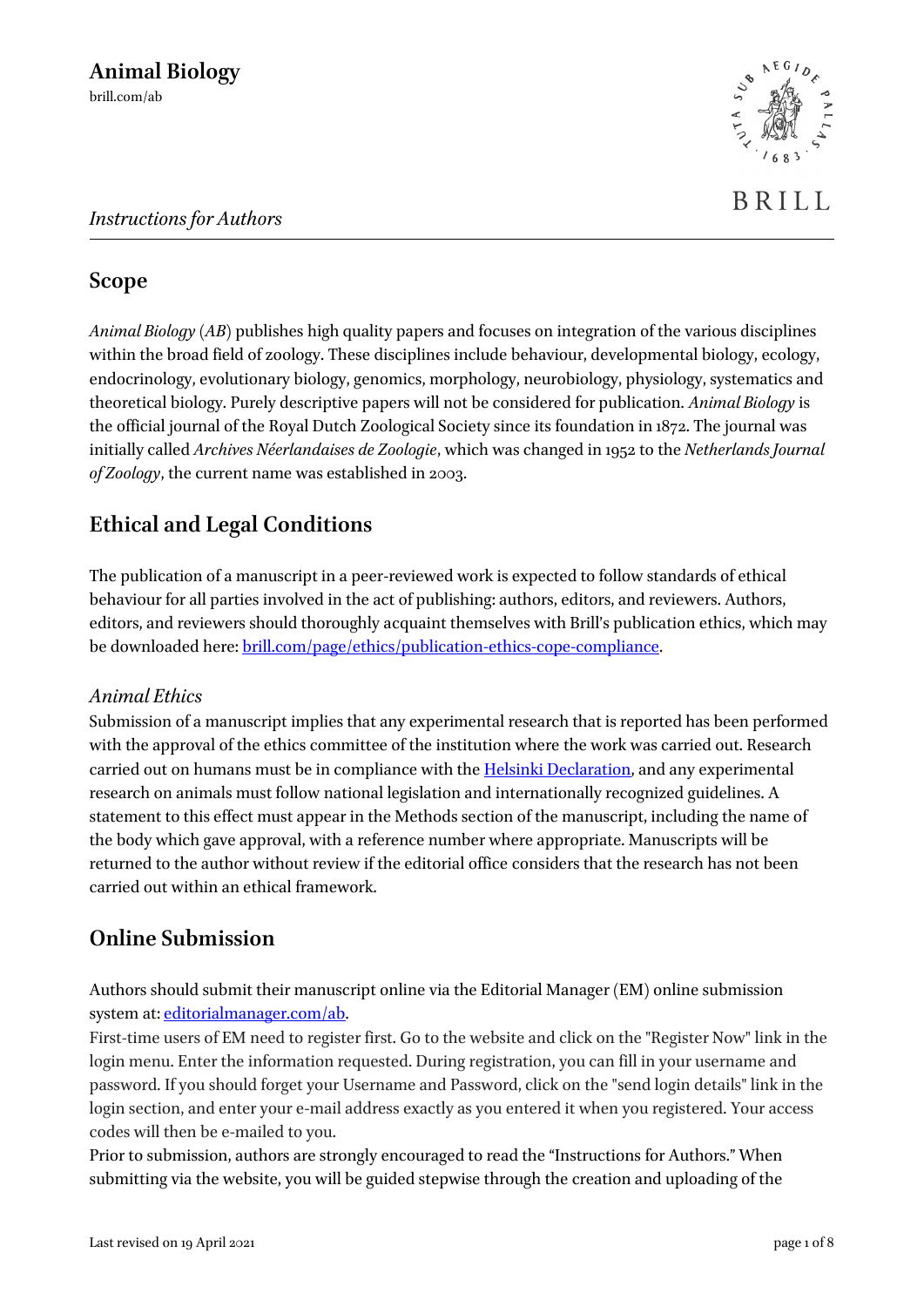# Animal Biology

brill.com/ab

BRILL

*Instructions for Authors*

## Scope

*Animal Biology* (*AB*) publishes high quality papers and focuses on integration of the various disciplines within the broad field of zoology. These disciplines include behaviour, developmental biology, ecology, endocrinology, evolutionary biology, genomics, morphology, neurobiology, physiology, systematics and theoretical biology. Purely descriptive papers will not be considered for publication. *Animal Biology* is the official journal of the Royal Dutch Zoological Society since its foundation in 1872. The journal was initially called *Archives Néerlandaises de Zoologie*, which was changed in 1952 to the *Netherlands Journal of Zoology*, the current name was established in 2003.

## Ethical and Legal Conditions

The publication of a manuscript in a peer-reviewed work is expected to follow standards of ethical behaviour for all parties involved in the act of publishing: authors, editors, and reviewers. Authors, editors, and reviewers should thoroughly acquaint themselves with Brill's publication ethics, which may be downloaded here: [brill.com/page/ethics/publication-ethics-cope-compliance](brill.com/page/ethics/publication-ethics-cope-compliance).

### *Animal Ethics*

Submission of a manuscript implies that any experimental research that is reported has been performed with the approval of the ethics committee of the institution where the work was carried out. Research carried out on humans must be in compliance with the Helsinki Declaration, and any experimental research on animals must follow national legislation and internationally recognized guidelines. A statement to this effect must appear in the Methods section of the manuscript, including the name of the body which gave approval, with a reference number where appropriate. Manuscripts will be returned to the author without review if the editorial office considers that the research has not been carried out within an ethical framework.

## Online Submission

Authors should submit their manuscript online via the Editorial Manager (EM) online submission system at: [editorialmanager.com/ab](editorialmanager.com/ab).

First-time users of EM need to register first. Go to the website and click on the "Register Now" link in the login menu. Enter the information requested. During registration, you can fill in your username and password. If you should forget your Username and Password, click on the "send login details" link in the login section, and enter your e-mail address exactly as you entered it when you registered. Your access codes will then be e-mailed to you.

Prior to submission, authors are strongly encouraged to read the "Instructions for Authors." When submitting via the website, you will be guided stepwise through the creation and uploading of the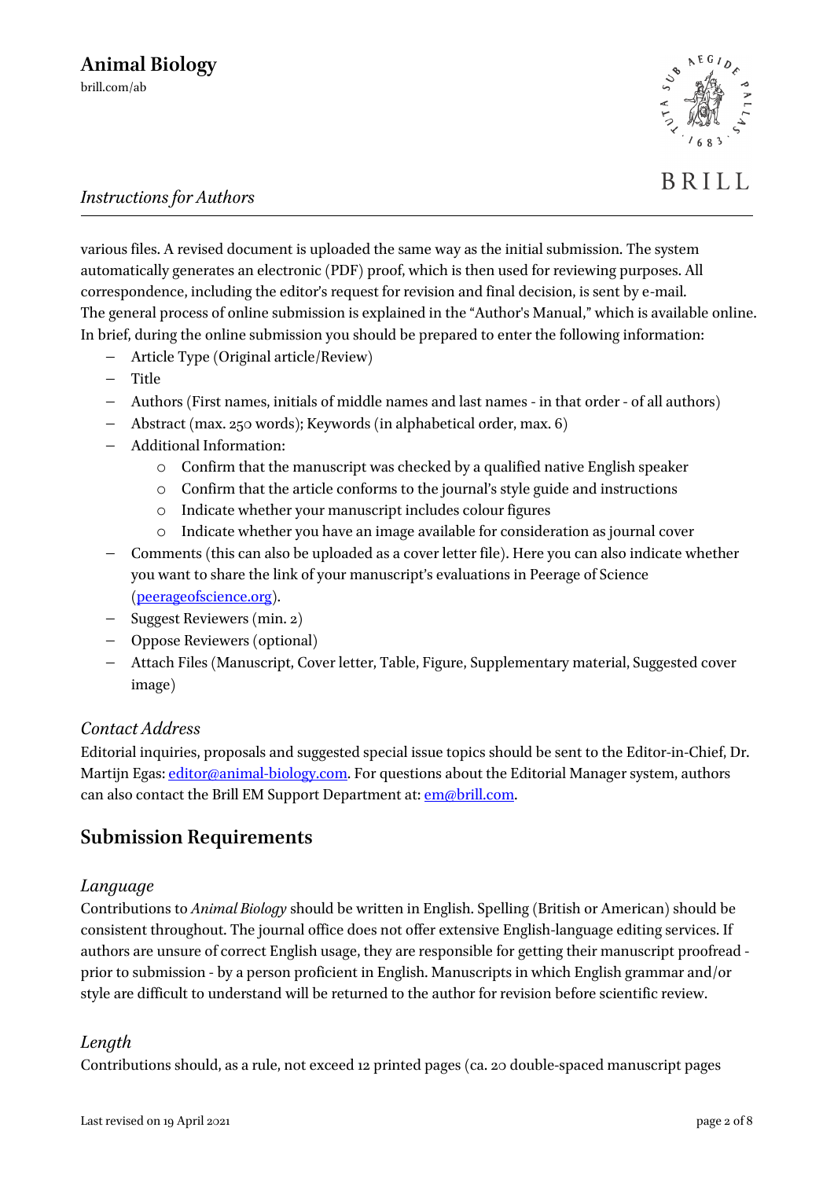various files. A revised document is uploaded the same way as the initial submission. The system automatically generates an electronic (PDF) proof, which is then used for reviewing purposes. All correspondence, including the editor's request for revision and final decision, is sent by e-mail. The general process of online submission is explained in the "Author's Manual," which is available online. In brief, during the online submission you should be prepared to enter the following information:

- Article Type (Original article/Review)
- Title
- Authors (First names, initials of middle names and last names - in that order - of all authors)
- Abstract (max. 250 words); Keywords (in alphabetical order, max. 6)
- Additional Information:
  - Confirm that the manuscript was checked by a qualified native English speaker
  - Confirm that the article conforms to the journal's style guide and instructions
  - Indicate whether your manuscript includes colour figures
  - Indicate whether you have an image available for consideration as journal cover
- Comments (this can also be uploaded as a cover letter file). Here you can also indicate whether you want to share the link of your manuscript's evaluations in Peerage of Science (peerageofscience.org).
- Suggest Reviewers (min. 2)
- Oppose Reviewers (optional)
- Attach Files (Manuscript, Cover letter, Table, Figure, Supplementary material, Suggested cover image)

### *Contact Address*

Editorial inquiries, proposals and suggested special issue topics should be sent to the Editor-in-Chief, Dr. Martijn Egas: editor@animal-biology.com. For questions about the Editorial Manager system, authors can also contact the Brill EM Support Department at: em@brill.com.

## Submission Requirements

### *Language*

Contributions to *Animal Biology* should be written in English. Spelling (British or American) should be consistent throughout. The journal office does not offer extensive English-language editing services. If authors are unsure of correct English usage, they are responsible for getting their manuscript proofread - prior to submission - by a person proficient in English. Manuscripts in which English grammar and/or style are difficult to understand will be returned to the author for revision before scientific review.

### *Length*

Contributions should, as a rule, not exceed 12 printed pages (ca. 20 double-spaced manuscript pages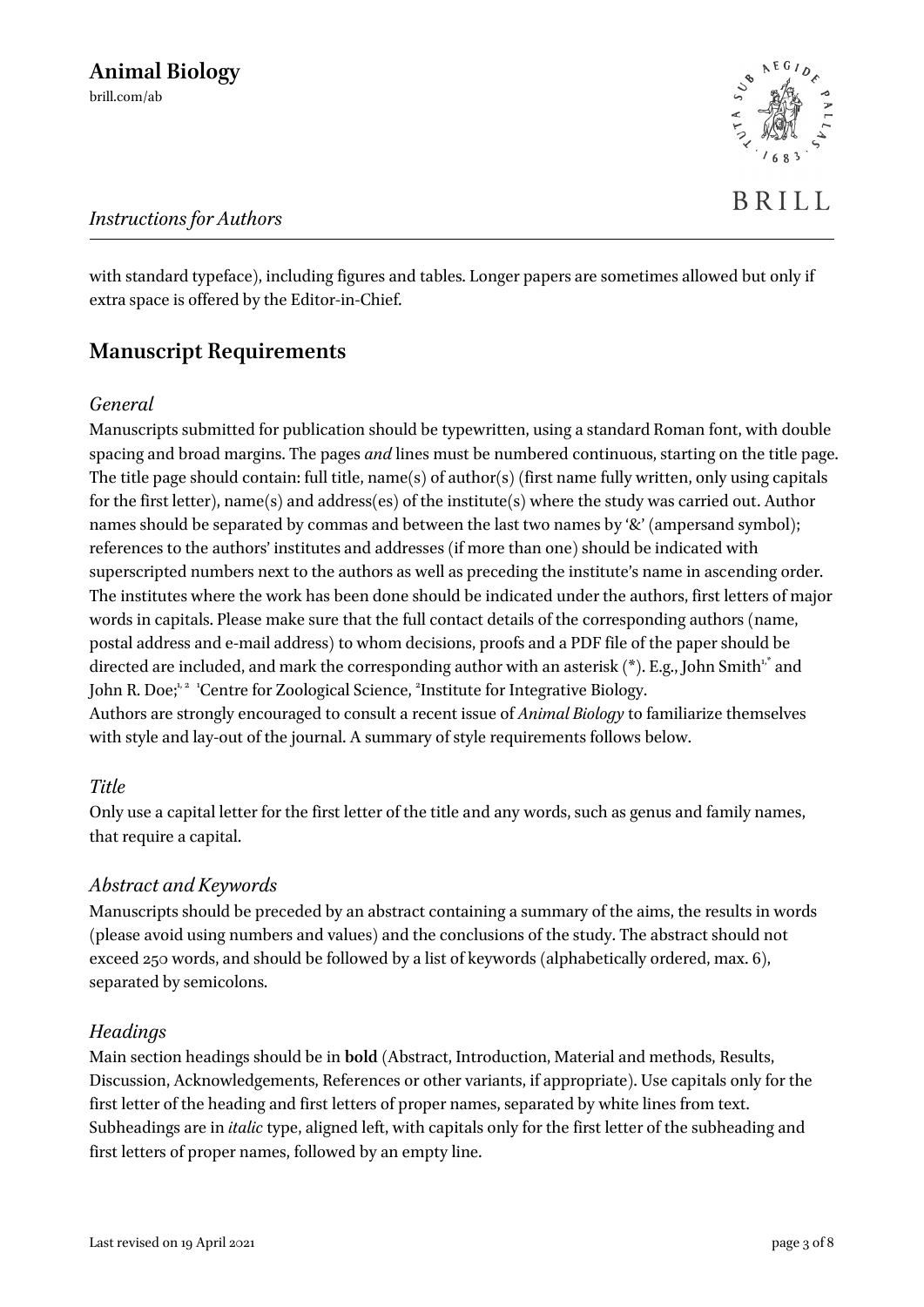with standard typeface), including figures and tables. Longer papers are sometimes allowed but only if extra space is offered by the Editor-in-Chief.

## Manuscript Requirements

### *General*

Manuscripts submitted for publication should be typewritten, using a standard Roman font, with double spacing and broad margins. The pages *and* lines must be numbered continuous, starting on the title page. The title page should contain: full title, name(s) of author(s) (first name fully written, only using capitals for the first letter), name(s) and address(es) of the institute(s) where the study was carried out. Author names should be separated by commas and between the last two names by '&' (ampersand symbol); references to the authors' institutes and addresses (if more than one) should be indicated with superscripted numbers next to the authors as well as preceding the institute's name in ascending order. The institutes where the work has been done should be indicated under the authors, first letters of major words in capitals. Please make sure that the full contact details of the corresponding authors (name, postal address and e-mail address) to whom decisions, proofs and a PDF file of the paper should be directed are included, and mark the corresponding author with an asterisk (*). E.g., John Smith[1,*] and John R. Doe;[1,2] [1]Centre for Zoological Science, [2]Institute for Integrative Biology.

Authors are strongly encouraged to consult a recent issue of *Animal Biology* to familiarize themselves with style and lay-out of the journal. A summary of style requirements follows below.

### *Title*

Only use a capital letter for the first letter of the title and any words, such as genus and family names, that require a capital.

### *Abstract and Keywords*

Manuscripts should be preceded by an abstract containing a summary of the aims, the results in words (please avoid using numbers and values) and the conclusions of the study. The abstract should not exceed 250 words, and should be followed by a list of keywords (alphabetically ordered, max. 6), separated by semicolons.

### *Headings*

Main section headings should be in **bold** (Abstract, Introduction, Material and methods, Results, Discussion, Acknowledgements, References or other variants, if appropriate). Use capitals only for the first letter of the heading and first letters of proper names, separated by white lines from text. Subheadings are in *italic* type, aligned left, with capitals only for the first letter of the subheading and first letters of proper names, followed by an empty line.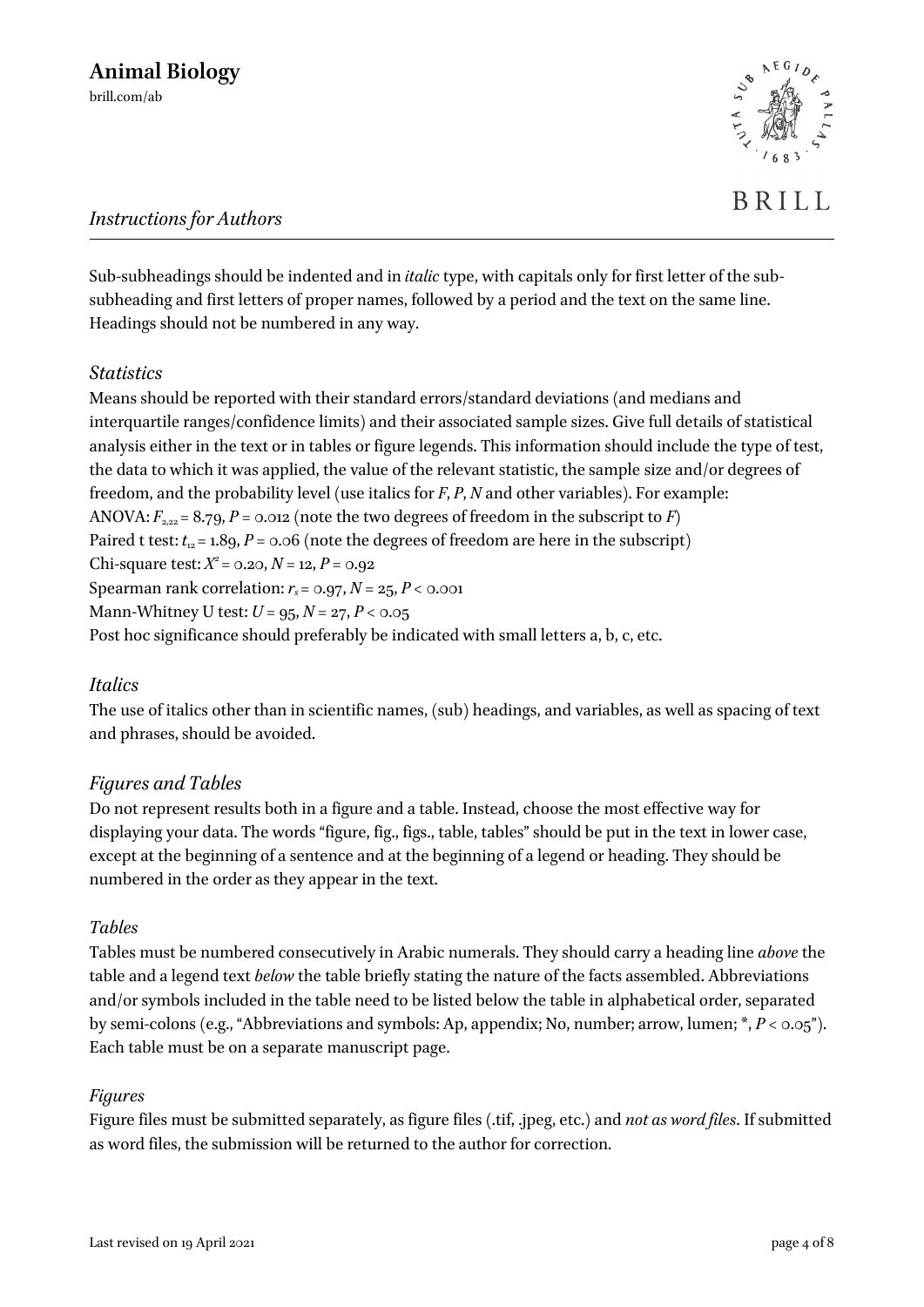Sub-subheadings should be indented and in *italic* type, with capitals only for first letter of the sub-subheading and first letters of proper names, followed by a period and the text on the same line. Headings should not be numbered in any way.

### *Statistics*

Means should be reported with their standard errors/standard deviations (and medians and interquartile ranges/confidence limits) and their associated sample sizes. Give full details of statistical analysis either in the text or in tables or figure legends. This information should include the type of test, the data to which it was applied, the value of the relevant statistic, the sample size and/or degrees of freedom, and the probability level (use italics for *F*, *P*, *N* and other variables). For example:

ANOVA: $F_{2,22} = 8.79$, $P = 0.012$ (note the two degrees of freedom in the subscript to *F*)
Paired t test: $t_{12} = 1.89$, $P = 0.06$ (note the degrees of freedom are here in the subscript)
Chi-square test: $X^2 = 0.20$, $N = 12$, $P = 0.92$
Spearman rank correlation: $r_s = 0.97$, $N = 25$, $P < 0.001$
Mann-Whitney U test: $U = 95$, $N = 27$, $P < 0.05$
Post hoc significance should preferably be indicated with small letters a, b, c, etc.

### *Italics*

The use of italics other than in scientific names, (sub) headings, and variables, as well as spacing of text and phrases, should be avoided.

### *Figures and Tables*

Do not represent results both in a figure and a table. Instead, choose the most effective way for displaying your data. The words "figure, fig., figs., table, tables" should be put in the text in lower case, except at the beginning of a sentence and at the beginning of a legend or heading. They should be numbered in the order as they appear in the text.

### *Tables*

Tables must be numbered consecutively in Arabic numerals. They should carry a heading line *above* the table and a legend text *below* the table briefly stating the nature of the facts assembled. Abbreviations and/or symbols included in the table need to be listed below the table in alphabetical order, separated by semi-colons (e.g., "Abbreviations and symbols: Ap, appendix; No, number; arrow, lumen; *, $P < 0.05$"). Each table must be on a separate manuscript page.

### *Figures*

Figure files must be submitted separately, as figure files (.tif, .jpeg, etc.) and *not as word files*. If submitted as word files, the submission will be returned to the author for correction.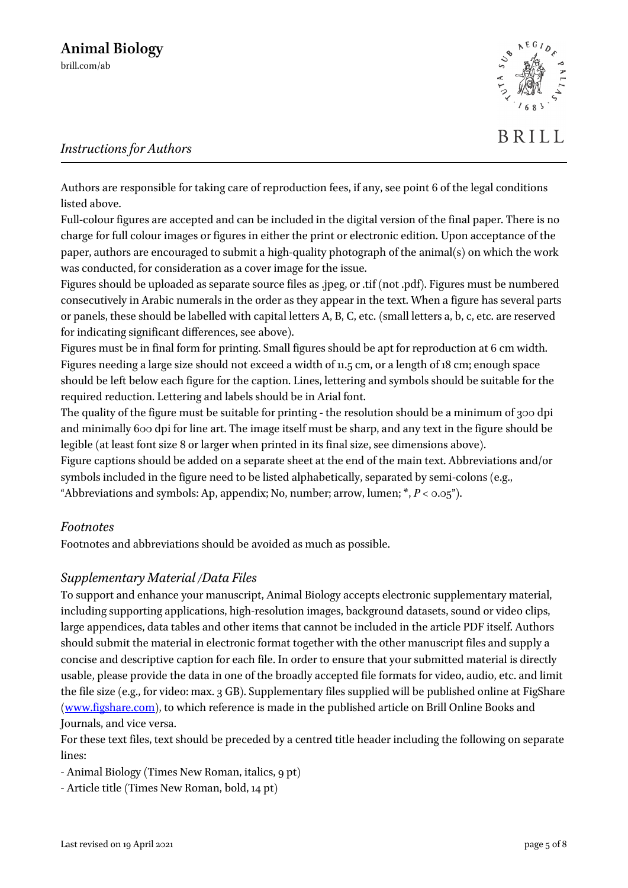Authors are responsible for taking care of reproduction fees, if any, see point 6 of the legal conditions listed above.

Full-colour figures are accepted and can be included in the digital version of the final paper. There is no charge for full colour images or figures in either the print or electronic edition. Upon acceptance of the paper, authors are encouraged to submit a high-quality photograph of the animal(s) on which the work was conducted, for consideration as a cover image for the issue.

Figures should be uploaded as separate source files as .jpeg, or .tif (not .pdf). Figures must be numbered consecutively in Arabic numerals in the order as they appear in the text. When a figure has several parts or panels, these should be labelled with capital letters A, B, C, etc. (small letters a, b, c, etc. are reserved for indicating significant differences, see above).

Figures must be in final form for printing. Small figures should be apt for reproduction at 6 cm width. Figures needing a large size should not exceed a width of 11.5 cm, or a length of 18 cm; enough space should be left below each figure for the caption. Lines, lettering and symbols should be suitable for the required reduction. Lettering and labels should be in Arial font.

The quality of the figure must be suitable for printing - the resolution should be a minimum of 300 dpi and minimally 600 dpi for line art. The image itself must be sharp, and any text in the figure should be legible (at least font size 8 or larger when printed in its final size, see dimensions above).

Figure captions should be added on a separate sheet at the end of the main text. Abbreviations and/or symbols included in the figure need to be listed alphabetically, separated by semi-colons (e.g., "Abbreviations and symbols: Ap, appendix; No, number; arrow, lumen; *, $P < 0.05$").

## *Footnotes*

Footnotes and abbreviations should be avoided as much as possible.

## *Supplementary Material /Data Files*

To support and enhance your manuscript, Animal Biology accepts electronic supplementary material, including supporting applications, high-resolution images, background datasets, sound or video clips, large appendices, data tables and other items that cannot be included in the article PDF itself. Authors should submit the material in electronic format together with the other manuscript files and supply a concise and descriptive caption for each file. In order to ensure that your submitted material is directly usable, please provide the data in one of the broadly accepted file formats for video, audio, etc. and limit the file size (e.g., for video: max. 3 GB). Supplementary files supplied will be published online at FigShare ([www.figshare.com](www.figshare.com)), to which reference is made in the published article on Brill Online Books and Journals, and vice versa.

For these text files, text should be preceded by a centred title header including the following on separate lines:

- Animal Biology (Times New Roman, italics, 9 pt)
- Article title (Times New Roman, bold, 14 pt)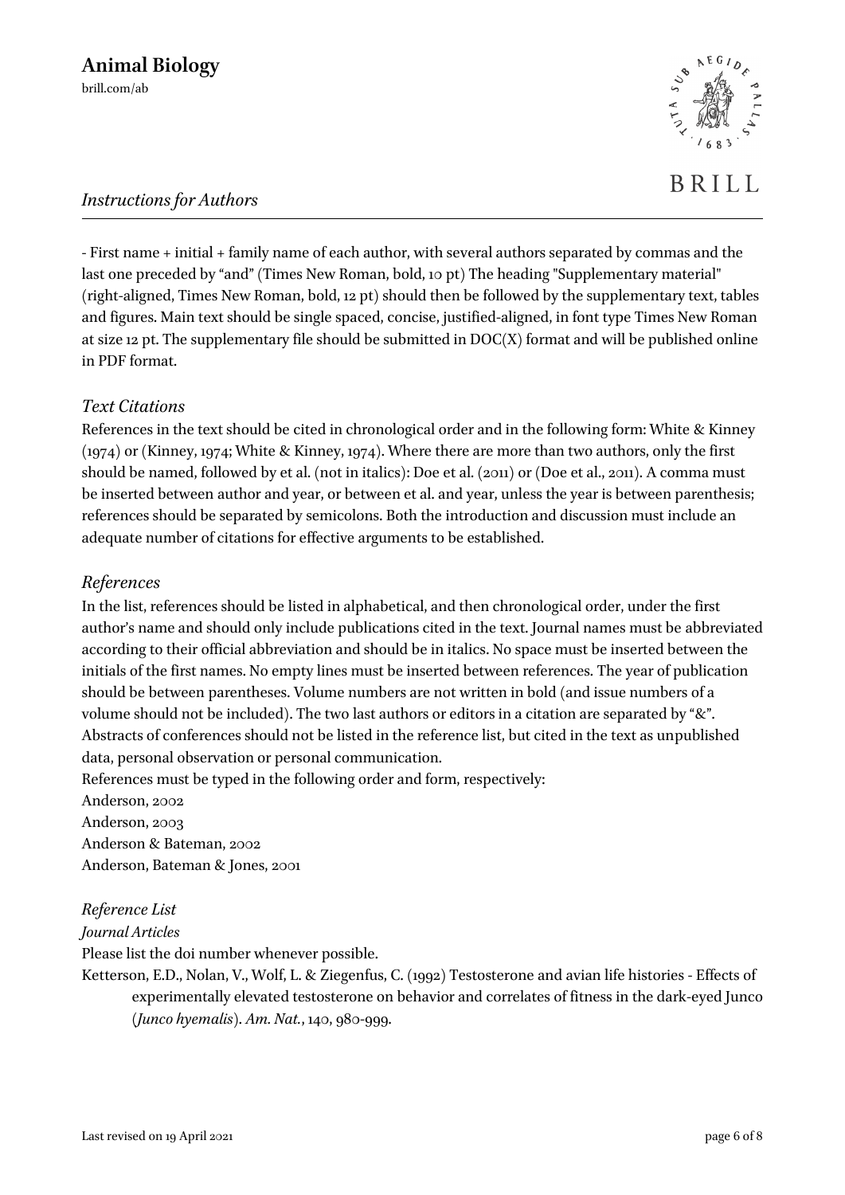- First name + initial + family name of each author, with several authors separated by commas and the last one preceded by "and" (Times New Roman, bold, 10 pt) The heading "Supplementary material" (right-aligned, Times New Roman, bold, 12 pt) should then be followed by the supplementary text, tables and figures. Main text should be single spaced, concise, justified-aligned, in font type Times New Roman at size 12 pt. The supplementary file should be submitted in DOC(X) format and will be published online in PDF format.

## *Text Citations*

References in the text should be cited in chronological order and in the following form: White & Kinney (1974) or (Kinney, 1974; White & Kinney, 1974). Where there are more than two authors, only the first should be named, followed by et al. (not in italics): Doe et al. (2011) or (Doe et al., 2011). A comma must be inserted between author and year, or between et al. and year, unless the year is between parenthesis; references should be separated by semicolons. Both the introduction and discussion must include an adequate number of citations for effective arguments to be established.

## *References*

In the list, references should be listed in alphabetical, and then chronological order, under the first author's name and should only include publications cited in the text. Journal names must be abbreviated according to their official abbreviation and should be in italics. No space must be inserted between the initials of the first names. No empty lines must be inserted between references. The year of publication should be between parentheses. Volume numbers are not written in bold (and issue numbers of a volume should not be included). The two last authors or editors in a citation are separated by "&". Abstracts of conferences should not be listed in the reference list, but cited in the text as unpublished data, personal observation or personal communication.

References must be typed in the following order and form, respectively:

Anderson, 2002

Anderson, 2003

Anderson & Bateman, 2002

Anderson, Bateman & Jones, 2001

### *Reference List*

#### *Journal Articles*

Please list the doi number whenever possible.

Ketterson, E.D., Nolan, V., Wolf, L. & Ziegenfus, C. (1992) Testosterone and avian life histories - Effects of experimentally elevated testosterone on behavior and correlates of fitness in the dark-eyed Junco (*Junco hyemalis*). *Am. Nat.*, 140, 980-999.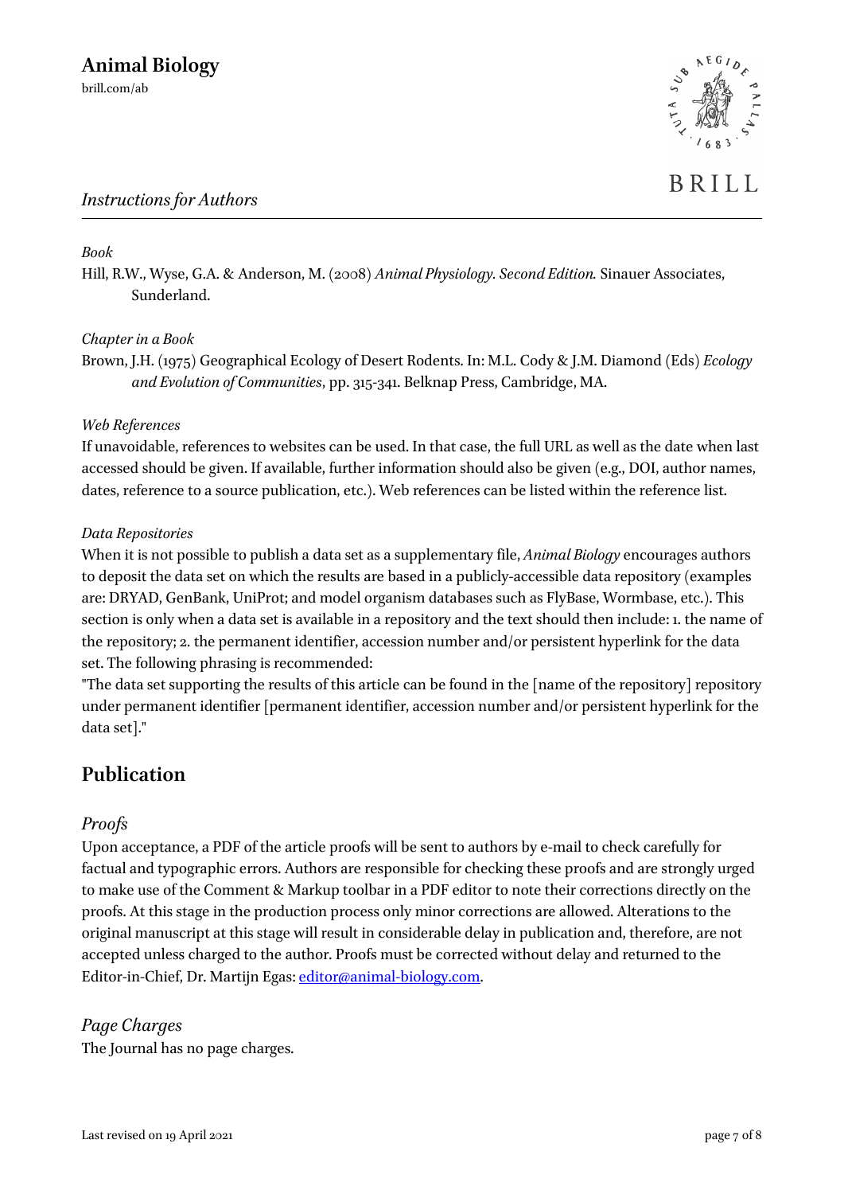*Book*

Hill, R.W., Wyse, G.A. & Anderson, M. (2008) *Animal Physiology. Second Edition.* Sinauer Associates, Sunderland.

*Chapter in a Book*

Brown, J.H. (1975) Geographical Ecology of Desert Rodents. In: M.L. Cody & J.M. Diamond (Eds) *Ecology and Evolution of Communities*, pp. 315-341. Belknap Press, Cambridge, MA.

*Web References*

If unavoidable, references to websites can be used. In that case, the full URL as well as the date when last accessed should be given. If available, further information should also be given (e.g., DOI, author names, dates, reference to a source publication, etc.). Web references can be listed within the reference list.

*Data Repositories*

When it is not possible to publish a data set as a supplementary file, *Animal Biology* encourages authors to deposit the data set on which the results are based in a publicly-accessible data repository (examples are: DRYAD, GenBank, UniProt; and model organism databases such as FlyBase, Wormbase, etc.). This section is only when a data set is available in a repository and the text should then include: 1. the name of the repository; 2. the permanent identifier, accession number and/or persistent hyperlink for the data set. The following phrasing is recommended:

"The data set supporting the results of this article can be found in the [name of the repository] repository under permanent identifier [permanent identifier, accession number and/or persistent hyperlink for the data set]."

## Publication

### *Proofs*

Upon acceptance, a PDF of the article proofs will be sent to authors by e-mail to check carefully for factual and typographic errors. Authors are responsible for checking these proofs and are strongly urged to make use of the Comment & Markup toolbar in a PDF editor to note their corrections directly on the proofs. At this stage in the production process only minor corrections are allowed. Alterations to the original manuscript at this stage will result in considerable delay in publication and, therefore, are not accepted unless charged to the author. Proofs must be corrected without delay and returned to the Editor-in-Chief, Dr. Martijn Egas: editor@animal-biology.com.

### *Page Charges*

The Journal has no page charges.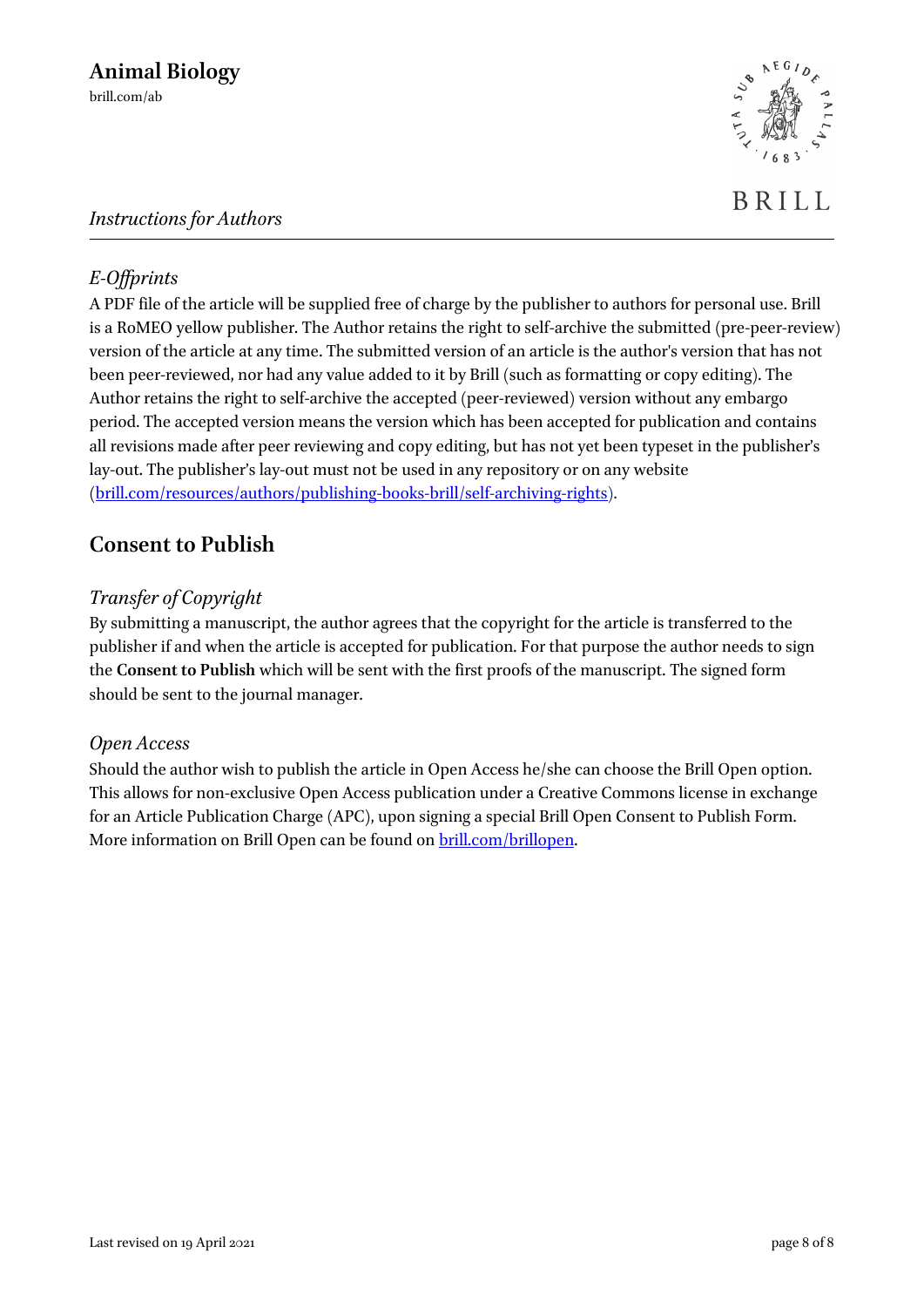### *E-Offprints*

A PDF file of the article will be supplied free of charge by the publisher to authors for personal use. Brill is a RoMEO yellow publisher. The Author retains the right to self-archive the submitted (pre-peer-review) version of the article at any time. The submitted version of an article is the author's version that has not been peer-reviewed, nor had any value added to it by Brill (such as formatting or copy editing). The Author retains the right to self-archive the accepted (peer-reviewed) version without any embargo period. The accepted version means the version which has been accepted for publication and contains all revisions made after peer reviewing and copy editing, but has not yet been typeset in the publisher's lay-out. The publisher's lay-out must not be used in any repository or on any website ([brill.com/resources/authors/publishing-books-brill/self-archiving-rights](brill.com/resources/authors/publishing-books-brill/self-archiving-rights)).

## Consent to Publish

### *Transfer of Copyright*

By submitting a manuscript, the author agrees that the copyright for the article is transferred to the publisher if and when the article is accepted for publication. For that purpose the author needs to sign the **Consent to Publish** which will be sent with the first proofs of the manuscript. The signed form should be sent to the journal manager.

### *Open Access*

Should the author wish to publish the article in Open Access he/she can choose the Brill Open option. This allows for non-exclusive Open Access publication under a Creative Commons license in exchange for an Article Publication Charge (APC), upon signing a special Brill Open Consent to Publish Form. More information on Brill Open can be found on [brill.com/brillopen](brill.com/brillopen).

Last revised on 19 April 2021